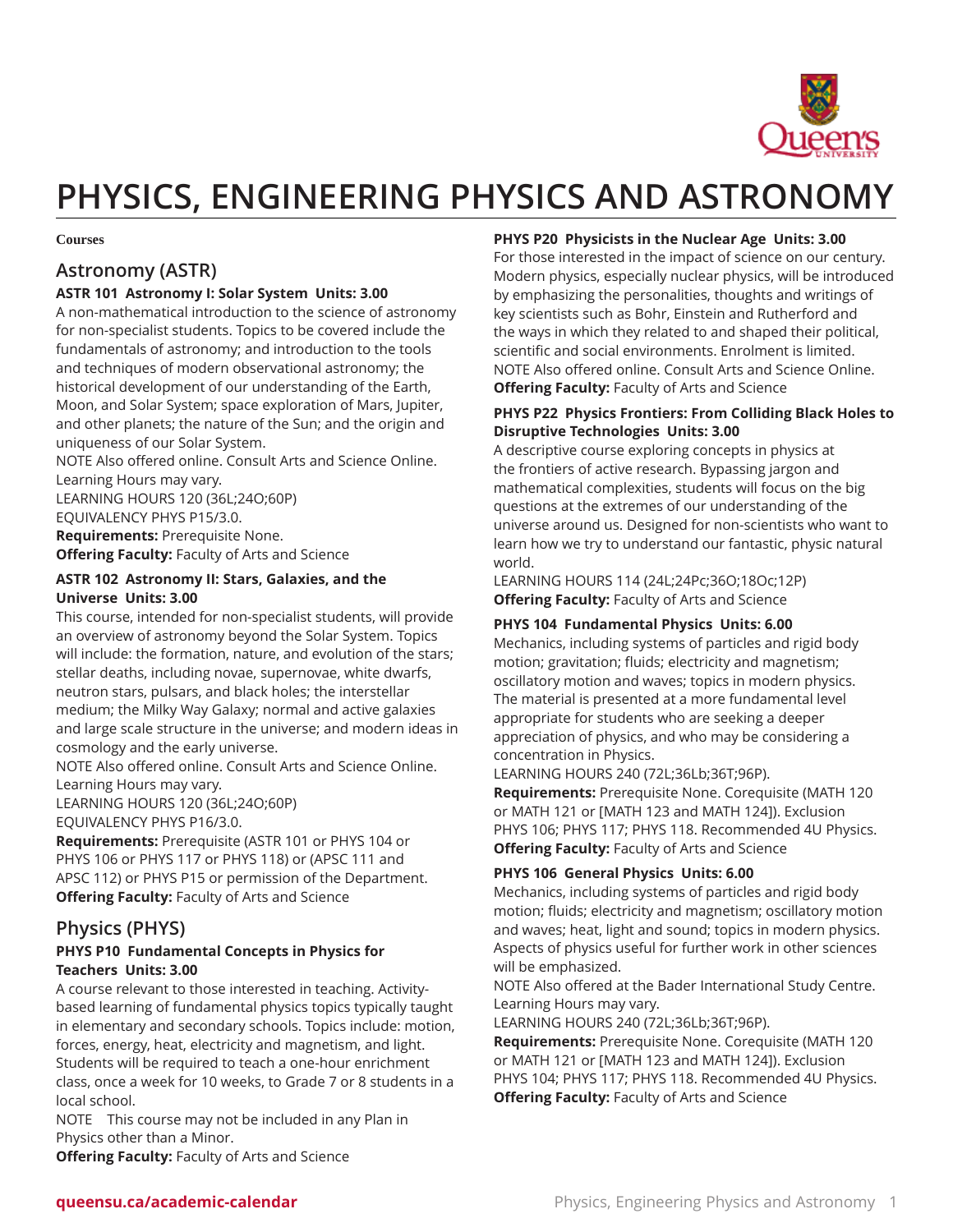# PHYSICS, ENGINEERING PHYSICS AND ASTRONOMY

**Courses**

## Astronomy (ASTR)

### ASTR 101 Astronomy I: Solar System Units: 3.00

A non-mathematical introduction to the science of astronomy for non-specialist students. Topics to be covered include the fundamentals of astronomy; and introduction to the tools and techniques of modern observational astronomy; the historical development of our understanding of the Earth, Moon, and Solar System; space exploration of Mars, Jupiter, and other planets; the nature of the Sun; and the origin and uniqueness of our Solar System.

NOTE Also offered online. Consult Arts and Science Online. Learning Hours may vary.

LEARNING HOURS 120 (36L;24O;60P)

EQUIVALENCY PHYS P15/3.0.

**Requirements:** Prerequisite None.

**Offering Faculty:** Faculty of Arts and Science

### ASTR 102 Astronomy II: Stars, Galaxies, and the Universe Units: 3.00

This course, intended for non-specialist students, will provide an overview of astronomy beyond the Solar System. Topics will include: the formation, nature, and evolution of the stars; stellar deaths, including novae, supernovae, white dwarfs, neutron stars, pulsars, and black holes; the interstellar medium; the Milky Way Galaxy; normal and active galaxies and large scale structure in the universe; and modern ideas in cosmology and the early universe.

NOTE Also offered online. Consult Arts and Science Online. Learning Hours may vary.

LEARNING HOURS 120 (36L;24O;60P)

EQUIVALENCY PHYS P16/3.0.

**Requirements:** Prerequisite (ASTR 101 or PHYS 104 or PHYS 106 or PHYS 117 or PHYS 118) or (APSC 111 and APSC 112) or PHYS P15 or permission of the Department.

**Offering Faculty:** Faculty of Arts and Science

## Physics (PHYS)

### PHYS P10 Fundamental Concepts in Physics for Teachers Units: 3.00

A course relevant to those interested in teaching. Activity-based learning of fundamental physics topics typically taught in elementary and secondary schools. Topics include: motion, forces, energy, heat, electricity and magnetism, and light. Students will be required to teach a one-hour enrichment class, once a week for 10 weeks, to Grade 7 or 8 students in a local school.

NOTE This course may not be included in any Plan in Physics other than a Minor.

**Offering Faculty:** Faculty of Arts and Science

### PHYS P20 Physicists in the Nuclear Age Units: 3.00

For those interested in the impact of science on our century. Modern physics, especially nuclear physics, will be introduced by emphasizing the personalities, thoughts and writings of key scientists such as Bohr, Einstein and Rutherford and the ways in which they related to and shaped their political, scientific and social environments. Enrolment is limited.

NOTE Also offered online. Consult Arts and Science Online.

**Offering Faculty:** Faculty of Arts and Science

### PHYS P22 Physics Frontiers: From Colliding Black Holes to Disruptive Technologies Units: 3.00

A descriptive course exploring concepts in physics at the frontiers of active research. Bypassing jargon and mathematical complexities, students will focus on the big questions at the extremes of our understanding of the universe around us. Designed for non-scientists who want to learn how we try to understand our fantastic, physic natural world.

LEARNING HOURS 114 (24L;24Pc;36O;18Oc;12P)

**Offering Faculty:** Faculty of Arts and Science

### PHYS 104 Fundamental Physics Units: 6.00

Mechanics, including systems of particles and rigid body motion; gravitation; fluids; electricity and magnetism; oscillatory motion and waves; topics in modern physics. The material is presented at a more fundamental level appropriate for students who are seeking a deeper appreciation of physics, and who may be considering a concentration in Physics.

LEARNING HOURS 240 (72L;36Lb;36T;96P).

**Requirements:** Prerequisite None. Corequisite (MATH 120 or MATH 121 or [MATH 123 and MATH 124]). Exclusion PHYS 106; PHYS 117; PHYS 118. Recommended 4U Physics.

**Offering Faculty:** Faculty of Arts and Science

### PHYS 106 General Physics Units: 6.00

Mechanics, including systems of particles and rigid body motion; fluids; electricity and magnetism; oscillatory motion and waves; heat, light and sound; topics in modern physics. Aspects of physics useful for further work in other sciences will be emphasized.

NOTE Also offered at the Bader International Study Centre. Learning Hours may vary.

LEARNING HOURS 240 (72L;36Lb;36T;96P).

**Requirements:** Prerequisite None. Corequisite (MATH 120 or MATH 121 or [MATH 123 and MATH 124]). Exclusion PHYS 104; PHYS 117; PHYS 118. Recommended 4U Physics.

**Offering Faculty:** Faculty of Arts and Science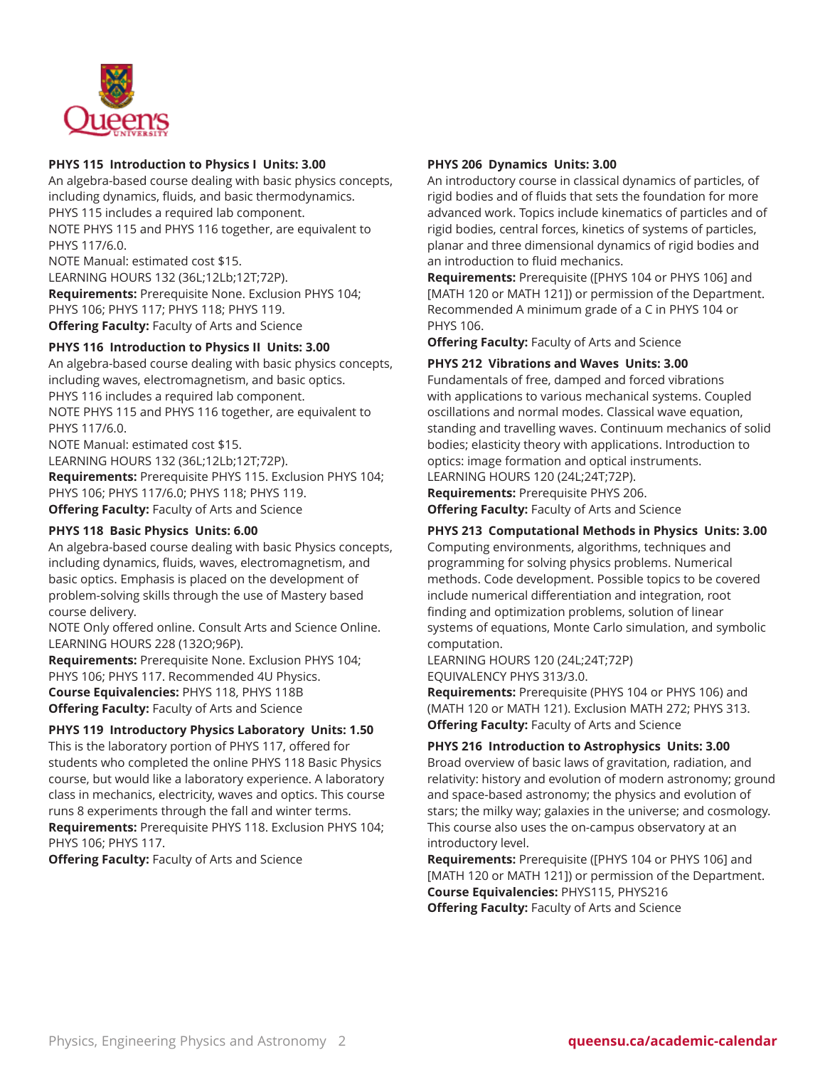**PHYS 115 Introduction to Physics I Units: 3.00**
An algebra-based course dealing with basic physics concepts, including dynamics, fluids, and basic thermodynamics.
PHYS 115 includes a required lab component.
NOTE PHYS 115 and PHYS 116 together, are equivalent to PHYS 117/6.0.
NOTE Manual: estimated cost $15.
LEARNING HOURS 132 (36L;12Lb;12T;72P).
**Requirements:** Prerequisite None. Exclusion PHYS 104; PHYS 106; PHYS 117; PHYS 118; PHYS 119.
**Offering Faculty:** Faculty of Arts and Science

**PHYS 116 Introduction to Physics II Units: 3.00**
An algebra-based course dealing with basic physics concepts, including waves, electromagnetism, and basic optics.
PHYS 116 includes a required lab component.
NOTE PHYS 115 and PHYS 116 together, are equivalent to PHYS 117/6.0.
NOTE Manual: estimated cost $15.
LEARNING HOURS 132 (36L;12Lb;12T;72P).
**Requirements:** Prerequisite PHYS 115. Exclusion PHYS 104; PHYS 106; PHYS 117/6.0; PHYS 118; PHYS 119.
**Offering Faculty:** Faculty of Arts and Science

**PHYS 118 Basic Physics Units: 6.00**
An algebra-based course dealing with basic Physics concepts, including dynamics, fluids, waves, electromagnetism, and basic optics. Emphasis is placed on the development of problem-solving skills through the use of Mastery based course delivery.
NOTE Only offered online. Consult Arts and Science Online.
LEARNING HOURS 228 (132O;96P).
**Requirements:** Prerequisite None. Exclusion PHYS 104; PHYS 106; PHYS 117. Recommended 4U Physics.
**Course Equivalencies:** PHYS 118, PHYS 118B
**Offering Faculty:** Faculty of Arts and Science

**PHYS 119 Introductory Physics Laboratory Units: 1.50**
This is the laboratory portion of PHYS 117, offered for students who completed the online PHYS 118 Basic Physics course, but would like a laboratory experience. A laboratory class in mechanics, electricity, waves and optics. This course runs 8 experiments through the fall and winter terms.
**Requirements:** Prerequisite PHYS 118. Exclusion PHYS 104; PHYS 106; PHYS 117.
**Offering Faculty:** Faculty of Arts and Science

**PHYS 206 Dynamics Units: 3.00**
An introductory course in classical dynamics of particles, of rigid bodies and of fluids that sets the foundation for more advanced work. Topics include kinematics of particles and of rigid bodies, central forces, kinetics of systems of particles, planar and three dimensional dynamics of rigid bodies and an introduction to fluid mechanics.
**Requirements:** Prerequisite ([PHYS 104 or PHYS 106] and [MATH 120 or MATH 121]) or permission of the Department. Recommended A minimum grade of a C in PHYS 104 or PHYS 106.
**Offering Faculty:** Faculty of Arts and Science

**PHYS 212 Vibrations and Waves Units: 3.00**
Fundamentals of free, damped and forced vibrations with applications to various mechanical systems. Coupled oscillations and normal modes. Classical wave equation, standing and travelling waves. Continuum mechanics of solid bodies; elasticity theory with applications. Introduction to optics: image formation and optical instruments.
LEARNING HOURS 120 (24L;24T;72P).
**Requirements:** Prerequisite PHYS 206.
**Offering Faculty:** Faculty of Arts and Science

**PHYS 213 Computational Methods in Physics Units: 3.00**
Computing environments, algorithms, techniques and programming for solving physics problems. Numerical methods. Code development. Possible topics to be covered include numerical differentiation and integration, root finding and optimization problems, solution of linear systems of equations, Monte Carlo simulation, and symbolic computation.
LEARNING HOURS 120 (24L;24T;72P)
EQUIVALENCY PHYS 313/3.0.
**Requirements:** Prerequisite (PHYS 104 or PHYS 106) and (MATH 120 or MATH 121). Exclusion MATH 272; PHYS 313.
**Offering Faculty:** Faculty of Arts and Science

**PHYS 216 Introduction to Astrophysics Units: 3.00**
Broad overview of basic laws of gravitation, radiation, and relativity: history and evolution of modern astronomy; ground and space-based astronomy; the physics and evolution of stars; the milky way; galaxies in the universe; and cosmology. This course also uses the on-campus observatory at an introductory level.
**Requirements:** Prerequisite ([PHYS 104 or PHYS 106] and [MATH 120 or MATH 121]) or permission of the Department.
**Course Equivalencies:** PHYS115, PHYS216
**Offering Faculty:** Faculty of Arts and Science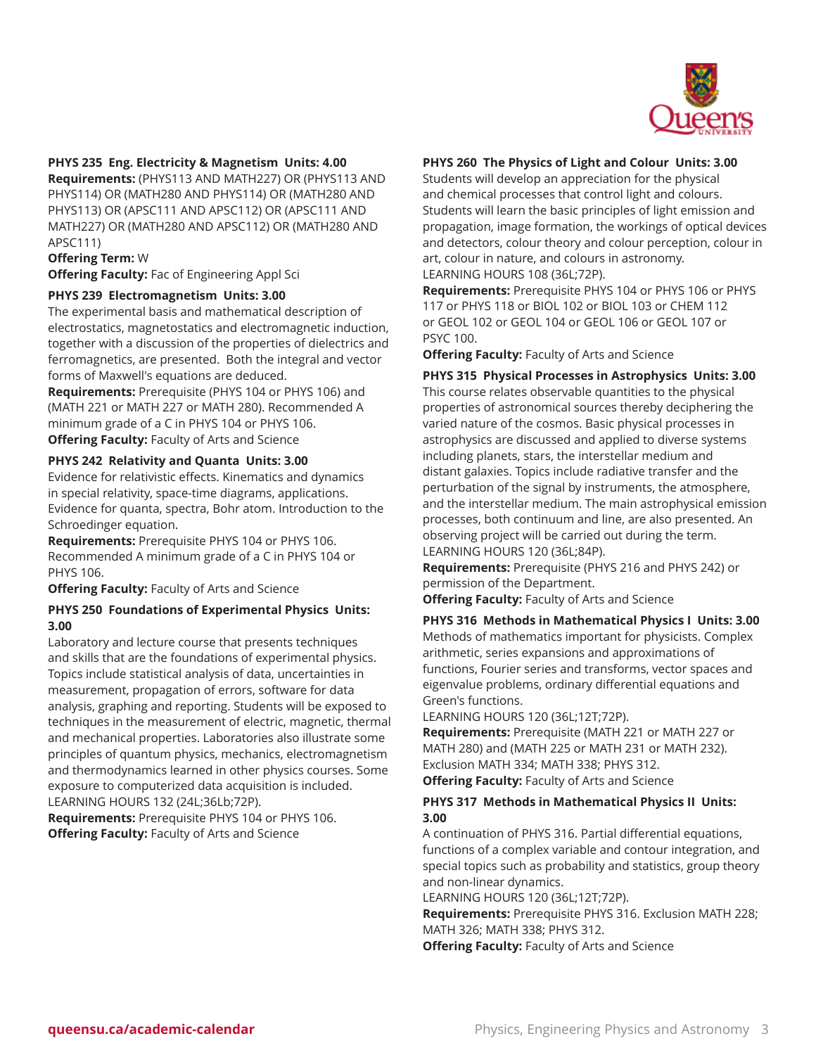### PHYS 235 Eng. Electricity & Magnetism Units: 4.00

**Requirements:** (PHYS113 AND MATH227) OR (PHYS113 AND PHYS114) OR (MATH280 AND PHYS114) OR (MATH280 AND PHYS113) OR (APSC111 AND APSC112) OR (APSC111 AND MATH227) OR (MATH280 AND APSC112) OR (MATH280 AND APSC111)

**Offering Term:** W

**Offering Faculty:** Fac of Engineering Appl Sci

### PHYS 239 Electromagnetism Units: 3.00

The experimental basis and mathematical description of electrostatics, magnetostatics and electromagnetic induction, together with a discussion of the properties of dielectrics and ferromagnetics, are presented. Both the integral and vector forms of Maxwell's equations are deduced.

**Requirements:** Prerequisite (PHYS 104 or PHYS 106) and (MATH 221 or MATH 227 or MATH 280). Recommended A minimum grade of a C in PHYS 104 or PHYS 106.

**Offering Faculty:** Faculty of Arts and Science

### PHYS 242 Relativity and Quanta Units: 3.00

Evidence for relativistic effects. Kinematics and dynamics in special relativity, space-time diagrams, applications. Evidence for quanta, spectra, Bohr atom. Introduction to the Schroedinger equation.

**Requirements:** Prerequisite PHYS 104 or PHYS 106. Recommended A minimum grade of a C in PHYS 104 or PHYS 106.

**Offering Faculty:** Faculty of Arts and Science

### PHYS 250 Foundations of Experimental Physics Units: 3.00

Laboratory and lecture course that presents techniques and skills that are the foundations of experimental physics. Topics include statistical analysis of data, uncertainties in measurement, propagation of errors, software for data analysis, graphing and reporting. Students will be exposed to techniques in the measurement of electric, magnetic, thermal and mechanical properties. Laboratories also illustrate some principles of quantum physics, mechanics, electromagnetism and thermodynamics learned in other physics courses. Some exposure to computerized data acquisition is included.

LEARNING HOURS 132 (24L;36Lb;72P).

**Requirements:** Prerequisite PHYS 104 or PHYS 106.

**Offering Faculty:** Faculty of Arts and Science

### PHYS 260 The Physics of Light and Colour Units: 3.00

Students will develop an appreciation for the physical and chemical processes that control light and colours. Students will learn the basic principles of light emission and propagation, image formation, the workings of optical devices and detectors, colour theory and colour perception, colour in art, colour in nature, and colours in astronomy.

LEARNING HOURS 108 (36L;72P).

**Requirements:** Prerequisite PHYS 104 or PHYS 106 or PHYS 117 or PHYS 118 or BIOL 102 or BIOL 103 or CHEM 112 or GEOL 102 or GEOL 104 or GEOL 106 or GEOL 107 or PSYC 100.

**Offering Faculty:** Faculty of Arts and Science

### PHYS 315 Physical Processes in Astrophysics Units: 3.00

This course relates observable quantities to the physical properties of astronomical sources thereby deciphering the varied nature of the cosmos. Basic physical processes in astrophysics are discussed and applied to diverse systems including planets, stars, the interstellar medium and distant galaxies. Topics include radiative transfer and the perturbation of the signal by instruments, the atmosphere, and the interstellar medium. The main astrophysical emission processes, both continuum and line, are also presented. An observing project will be carried out during the term.

LEARNING HOURS 120 (36L;84P).

**Requirements:** Prerequisite (PHYS 216 and PHYS 242) or permission of the Department.

**Offering Faculty:** Faculty of Arts and Science

### PHYS 316 Methods in Mathematical Physics I Units: 3.00

Methods of mathematics important for physicists. Complex arithmetic, series expansions and approximations of functions, Fourier series and transforms, vector spaces and eigenvalue problems, ordinary differential equations and Green's functions.

LEARNING HOURS 120 (36L;12T;72P).

**Requirements:** Prerequisite (MATH 221 or MATH 227 or MATH 280) and (MATH 225 or MATH 231 or MATH 232). Exclusion MATH 334; MATH 338; PHYS 312.

**Offering Faculty:** Faculty of Arts and Science

### PHYS 317 Methods in Mathematical Physics II Units: 3.00

A continuation of PHYS 316. Partial differential equations, functions of a complex variable and contour integration, and special topics such as probability and statistics, group theory and non-linear dynamics.

LEARNING HOURS 120 (36L;12T;72P).

**Requirements:** Prerequisite PHYS 316. Exclusion MATH 228; MATH 326; MATH 338; PHYS 312.

**Offering Faculty:** Faculty of Arts and Science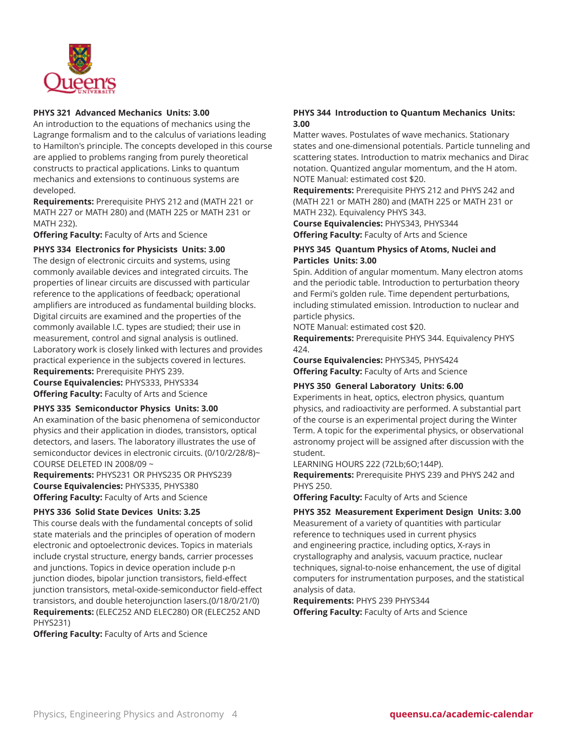**PHYS 321 Advanced Mechanics Units: 3.00**
An introduction to the equations of mechanics using the Lagrange formalism and to the calculus of variations leading to Hamilton's principle. The concepts developed in this course are applied to problems ranging from purely theoretical constructs to practical applications. Links to quantum mechanics and extensions to continuous systems are developed.
**Requirements:** Prerequisite PHYS 212 and (MATH 221 or MATH 227 or MATH 280) and (MATH 225 or MATH 231 or MATH 232).
**Offering Faculty:** Faculty of Arts and Science

**PHYS 334 Electronics for Physicists Units: 3.00**
The design of electronic circuits and systems, using commonly available devices and integrated circuits. The properties of linear circuits are discussed with particular reference to the applications of feedback; operational amplifiers are introduced as fundamental building blocks. Digital circuits are examined and the properties of the commonly available I.C. types are studied; their use in measurement, control and signal analysis is outlined. Laboratory work is closely linked with lectures and provides practical experience in the subjects covered in lectures.
**Requirements:** Prerequisite PHYS 239.
**Course Equivalencies:** PHYS333, PHYS334
**Offering Faculty:** Faculty of Arts and Science

**PHYS 335 Semiconductor Physics Units: 3.00**
An examination of the basic phenomena of semiconductor physics and their application in diodes, transistors, optical detectors, and lasers. The laboratory illustrates the use of semiconductor devices in electronic circuits. (0/10/2/28/8)~ COURSE DELETED IN 2008/09 ~
**Requirements:** PHYS231 OR PHYS235 OR PHYS239
**Course Equivalencies:** PHYS335, PHYS380
**Offering Faculty:** Faculty of Arts and Science

**PHYS 336 Solid State Devices Units: 3.25**
This course deals with the fundamental concepts of solid state materials and the principles of operation of modern electronic and optoelectronic devices. Topics in materials include crystal structure, energy bands, carrier processes and junctions. Topics in device operation include p-n junction diodes, bipolar junction transistors, field-effect junction transistors, metal-oxide-semiconductor field-effect transistors, and double heterojunction lasers.(0/18/0/21/0)
**Requirements:** (ELEC252 AND ELEC280) OR (ELEC252 AND PHYS231)
**Offering Faculty:** Faculty of Arts and Science

**PHYS 344 Introduction to Quantum Mechanics Units: 3.00**
Matter waves. Postulates of wave mechanics. Stationary states and one-dimensional potentials. Particle tunneling and scattering states. Introduction to matrix mechanics and Dirac notation. Quantized angular momentum, and the H atom.
NOTE Manual: estimated cost $20.
**Requirements:** Prerequisite PHYS 212 and PHYS 242 and (MATH 221 or MATH 280) and (MATH 225 or MATH 231 or MATH 232). Equivalency PHYS 343.
**Course Equivalencies:** PHYS343, PHYS344
**Offering Faculty:** Faculty of Arts and Science

**PHYS 345 Quantum Physics of Atoms, Nuclei and Particles Units: 3.00**
Spin. Addition of angular momentum. Many electron atoms and the periodic table. Introduction to perturbation theory and Fermi's golden rule. Time dependent perturbations, including stimulated emission. Introduction to nuclear and particle physics.
NOTE Manual: estimated cost $20.
**Requirements:** Prerequisite PHYS 344. Equivalency PHYS 424.
**Course Equivalencies:** PHYS345, PHYS424
**Offering Faculty:** Faculty of Arts and Science

**PHYS 350 General Laboratory Units: 6.00**
Experiments in heat, optics, electron physics, quantum physics, and radioactivity are performed. A substantial part of the course is an experimental project during the Winter Term. A topic for the experimental physics, or observational astronomy project will be assigned after discussion with the student.
LEARNING HOURS 222 (72Lb;6O;144P).
**Requirements:** Prerequisite PHYS 239 and PHYS 242 and PHYS 250.
**Offering Faculty:** Faculty of Arts and Science

**PHYS 352 Measurement Experiment Design Units: 3.00**
Measurement of a variety of quantities with particular reference to techniques used in current physics and engineering practice, including optics, X-rays in crystallography and analysis, vacuum practice, nuclear techniques, signal-to-noise enhancement, the use of digital computers for instrumentation purposes, and the statistical analysis of data.
**Requirements:** PHYS 239 PHYS344
**Offering Faculty:** Faculty of Arts and Science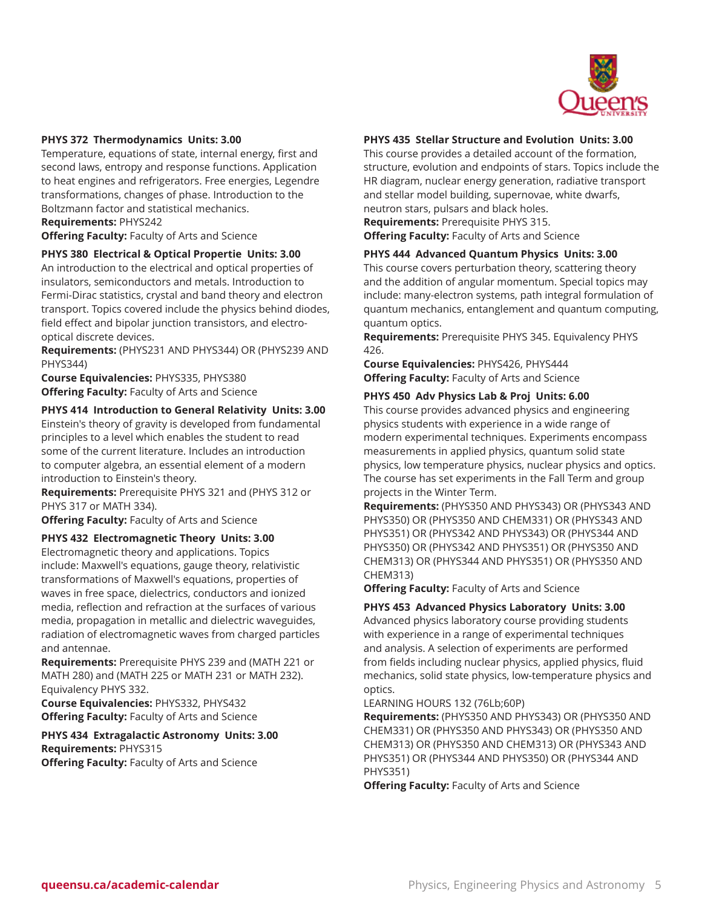**PHYS 372 Thermodynamics Units: 3.00**
Temperature, equations of state, internal energy, first and second laws, entropy and response functions. Application to heat engines and refrigerators. Free energies, Legendre transformations, changes of phase. Introduction to the Boltzmann factor and statistical mechanics.
**Requirements:** PHYS242
**Offering Faculty:** Faculty of Arts and Science

**PHYS 380 Electrical & Optical Propertie Units: 3.00**
An introduction to the electrical and optical properties of insulators, semiconductors and metals. Introduction to Fermi-Dirac statistics, crystal and band theory and electron transport. Topics covered include the physics behind diodes, field effect and bipolar junction transistors, and electro-optical discrete devices.
**Requirements:** (PHYS231 AND PHYS344) OR (PHYS239 AND PHYS344)
**Course Equivalencies:** PHYS335, PHYS380
**Offering Faculty:** Faculty of Arts and Science

**PHYS 414 Introduction to General Relativity Units: 3.00**
Einstein's theory of gravity is developed from fundamental principles to a level which enables the student to read some of the current literature. Includes an introduction to computer algebra, an essential element of a modern introduction to Einstein's theory.
**Requirements:** Prerequisite PHYS 321 and (PHYS 312 or PHYS 317 or MATH 334).
**Offering Faculty:** Faculty of Arts and Science

**PHYS 432 Electromagnetic Theory Units: 3.00**
Electromagnetic theory and applications. Topics include: Maxwell's equations, gauge theory, relativistic transformations of Maxwell's equations, properties of waves in free space, dielectrics, conductors and ionized media, reflection and refraction at the surfaces of various media, propagation in metallic and dielectric waveguides, radiation of electromagnetic waves from charged particles and antennae.
**Requirements:** Prerequisite PHYS 239 and (MATH 221 or MATH 280) and (MATH 225 or MATH 231 or MATH 232). Equivalency PHYS 332.
**Course Equivalencies:** PHYS332, PHYS432
**Offering Faculty:** Faculty of Arts and Science

**PHYS 434 Extragalactic Astronomy Units: 3.00**
**Requirements:** PHYS315
**Offering Faculty:** Faculty of Arts and Science

**PHYS 435 Stellar Structure and Evolution Units: 3.00**
This course provides a detailed account of the formation, structure, evolution and endpoints of stars. Topics include the HR diagram, nuclear energy generation, radiative transport and stellar model building, supernovae, white dwarfs, neutron stars, pulsars and black holes.
**Requirements:** Prerequisite PHYS 315.
**Offering Faculty:** Faculty of Arts and Science

**PHYS 444 Advanced Quantum Physics Units: 3.00**
This course covers perturbation theory, scattering theory and the addition of angular momentum. Special topics may include: many-electron systems, path integral formulation of quantum mechanics, entanglement and quantum computing, quantum optics.
**Requirements:** Prerequisite PHYS 345. Equivalency PHYS 426.
**Course Equivalencies:** PHYS426, PHYS444
**Offering Faculty:** Faculty of Arts and Science

**PHYS 450 Adv Physics Lab & Proj Units: 6.00**
This course provides advanced physics and engineering physics students with experience in a wide range of modern experimental techniques. Experiments encompass measurements in applied physics, quantum solid state physics, low temperature physics, nuclear physics and optics. The course has set experiments in the Fall Term and group projects in the Winter Term.
**Requirements:** (PHYS350 AND PHYS343) OR (PHYS343 AND PHYS350) OR (PHYS350 AND CHEM331) OR (PHYS343 AND PHYS351) OR (PHYS342 AND PHYS343) OR (PHYS344 AND PHYS350) OR (PHYS342 AND PHYS351) OR (PHYS350 AND CHEM313) OR (PHYS344 AND PHYS351) OR (PHYS350 AND CHEM313)
**Offering Faculty:** Faculty of Arts and Science

**PHYS 453 Advanced Physics Laboratory Units: 3.00**
Advanced physics laboratory course providing students with experience in a range of experimental techniques and analysis. A selection of experiments are performed from fields including nuclear physics, applied physics, fluid mechanics, solid state physics, low-temperature physics and optics.
LEARNING HOURS 132 (76Lb;60P)
**Requirements:** (PHYS350 AND PHYS343) OR (PHYS350 AND CHEM331) OR (PHYS350 AND PHYS343) OR (PHYS350 AND CHEM313) OR (PHYS350 AND CHEM313) OR (PHYS343 AND PHYS351) OR (PHYS344 AND PHYS350) OR (PHYS344 AND PHYS351)
**Offering Faculty:** Faculty of Arts and Science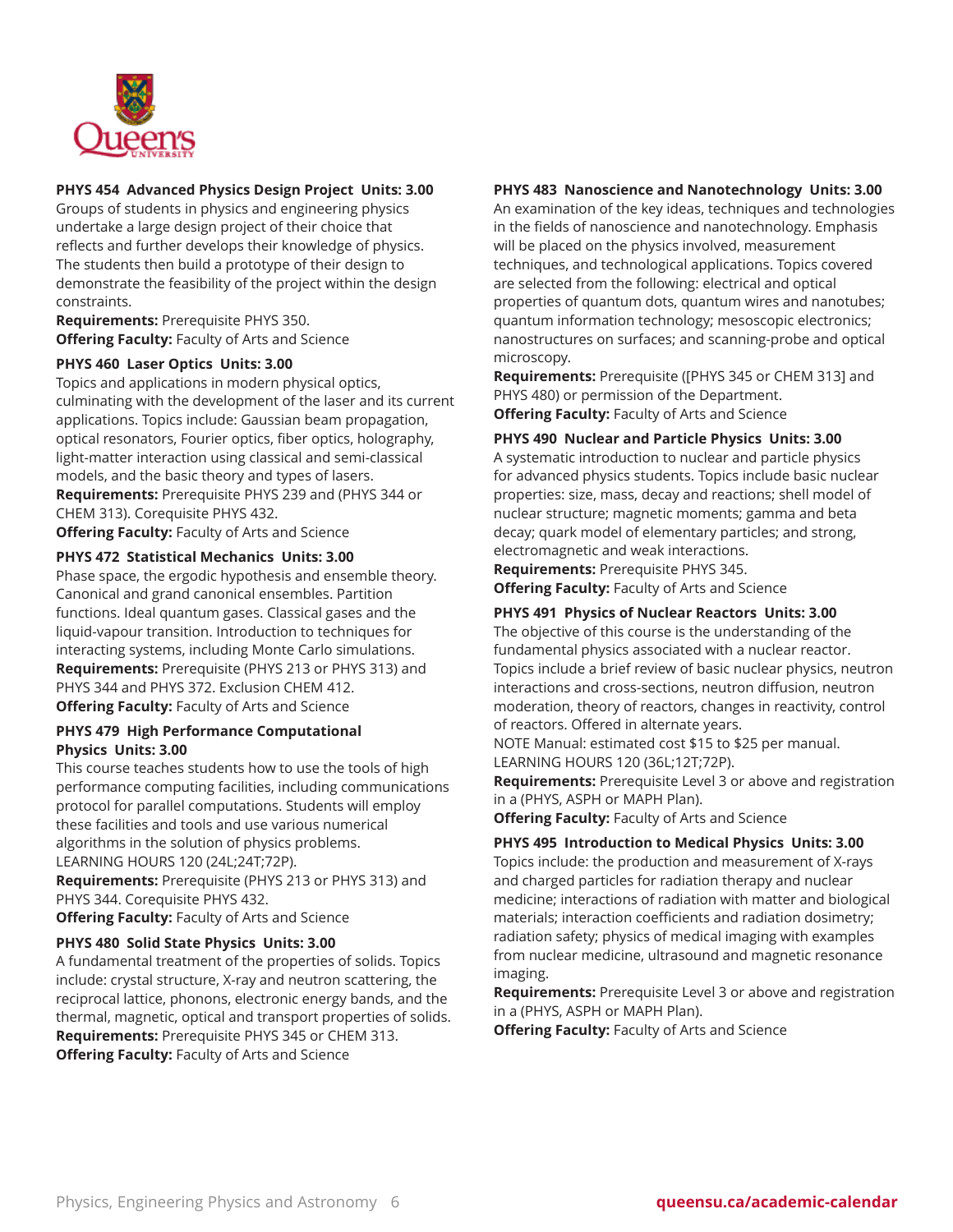**PHYS 454 Advanced Physics Design Project Units: 3.00**
Groups of students in physics and engineering physics undertake a large design project of their choice that reflects and further develops their knowledge of physics. The students then build a prototype of their design to demonstrate the feasibility of the project within the design constraints.
**Requirements:** Prerequisite PHYS 350.
**Offering Faculty:** Faculty of Arts and Science

**PHYS 460 Laser Optics Units: 3.00**
Topics and applications in modern physical optics, culminating with the development of the laser and its current applications. Topics include: Gaussian beam propagation, optical resonators, Fourier optics, fiber optics, holography, light-matter interaction using classical and semi-classical models, and the basic theory and types of lasers.
**Requirements:** Prerequisite PHYS 239 and (PHYS 344 or CHEM 313). Corequisite PHYS 432.
**Offering Faculty:** Faculty of Arts and Science

**PHYS 472 Statistical Mechanics Units: 3.00**
Phase space, the ergodic hypothesis and ensemble theory. Canonical and grand canonical ensembles. Partition functions. Ideal quantum gases. Classical gases and the liquid-vapour transition. Introduction to techniques for interacting systems, including Monte Carlo simulations.
**Requirements:** Prerequisite (PHYS 213 or PHYS 313) and PHYS 344 and PHYS 372. Exclusion CHEM 412.
**Offering Faculty:** Faculty of Arts and Science

**PHYS 479 High Performance Computational Physics Units: 3.00**
This course teaches students how to use the tools of high performance computing facilities, including communications protocol for parallel computations. Students will employ these facilities and tools and use various numerical algorithms in the solution of physics problems.
LEARNING HOURS 120 (24L;24T;72P).
**Requirements:** Prerequisite (PHYS 213 or PHYS 313) and PHYS 344. Corequisite PHYS 432.
**Offering Faculty:** Faculty of Arts and Science

**PHYS 480 Solid State Physics Units: 3.00**
A fundamental treatment of the properties of solids. Topics include: crystal structure, X-ray and neutron scattering, the reciprocal lattice, phonons, electronic energy bands, and the thermal, magnetic, optical and transport properties of solids.
**Requirements:** Prerequisite PHYS 345 or CHEM 313.
**Offering Faculty:** Faculty of Arts and Science

**PHYS 483 Nanoscience and Nanotechnology Units: 3.00**
An examination of the key ideas, techniques and technologies in the fields of nanoscience and nanotechnology. Emphasis will be placed on the physics involved, measurement techniques, and technological applications. Topics covered are selected from the following: electrical and optical properties of quantum dots, quantum wires and nanotubes; quantum information technology; mesoscopic electronics; nanostructures on surfaces; and scanning-probe and optical microscopy.
**Requirements:** Prerequisite ([PHYS 345 or CHEM 313] and PHYS 480) or permission of the Department.
**Offering Faculty:** Faculty of Arts and Science

**PHYS 490 Nuclear and Particle Physics Units: 3.00**
A systematic introduction to nuclear and particle physics for advanced physics students. Topics include basic nuclear properties: size, mass, decay and reactions; shell model of nuclear structure; magnetic moments; gamma and beta decay; quark model of elementary particles; and strong, electromagnetic and weak interactions.
**Requirements:** Prerequisite PHYS 345.
**Offering Faculty:** Faculty of Arts and Science

**PHYS 491 Physics of Nuclear Reactors Units: 3.00**
The objective of this course is the understanding of the fundamental physics associated with a nuclear reactor. Topics include a brief review of basic nuclear physics, neutron interactions and cross-sections, neutron diffusion, neutron moderation, theory of reactors, changes in reactivity, control of reactors. Offered in alternate years.
NOTE Manual: estimated cost $15 to $25 per manual.
LEARNING HOURS 120 (36L;12T;72P).
**Requirements:** Prerequisite Level 3 or above and registration in a (PHYS, ASPH or MAPH Plan).
**Offering Faculty:** Faculty of Arts and Science

**PHYS 495 Introduction to Medical Physics Units: 3.00**
Topics include: the production and measurement of X-rays and charged particles for radiation therapy and nuclear medicine; interactions of radiation with matter and biological materials; interaction coefficients and radiation dosimetry; radiation safety; physics of medical imaging with examples from nuclear medicine, ultrasound and magnetic resonance imaging.
**Requirements:** Prerequisite Level 3 or above and registration in a (PHYS, ASPH or MAPH Plan).
**Offering Faculty:** Faculty of Arts and Science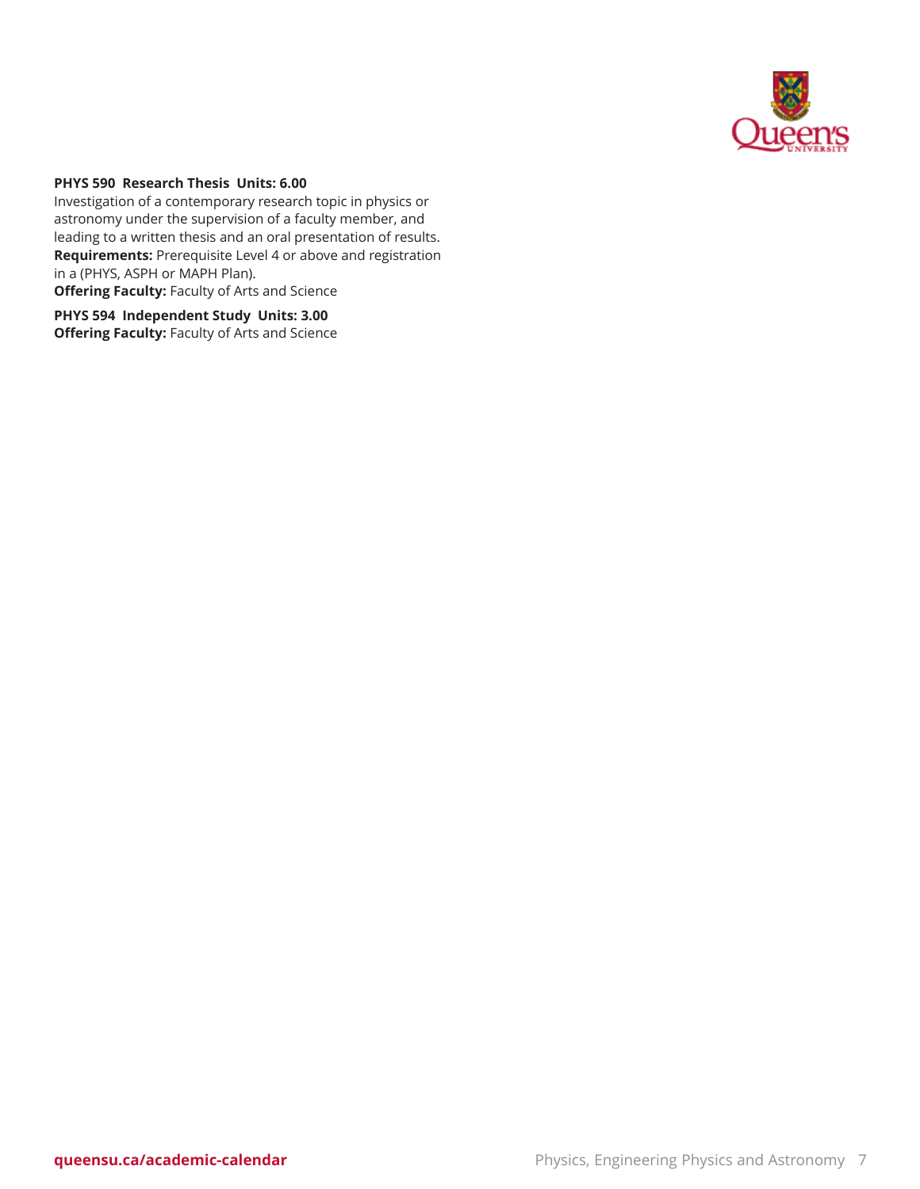**PHYS 590  Research Thesis  Units: 6.00**
Investigation of a contemporary research topic in physics or astronomy under the supervision of a faculty member, and leading to a written thesis and an oral presentation of results.
**Requirements:** Prerequisite Level 4 or above and registration in a (PHYS, ASPH or MAPH Plan).
**Offering Faculty:** Faculty of Arts and Science

**PHYS 594  Independent Study  Units: 3.00**
**Offering Faculty:** Faculty of Arts and Science